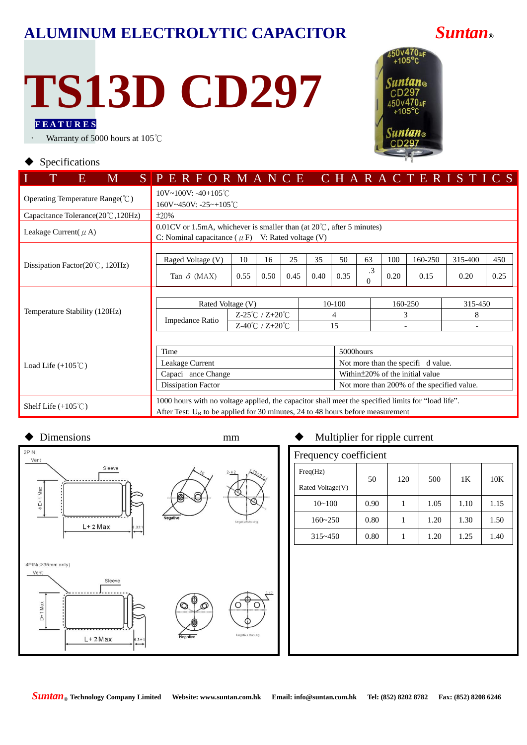# ALUMINUM ELECTROLYTIC CAPACITOR

**Suntan®**

# TS13D CD297

**FEATURES**

- Warranty of 5000 hours at 105℃

## ◆ Specifications

| ITEMS | PERFORMANCE CHARACTERISTICS |
|---|---|
| Operating Temperature Range(℃) | 10V~100V: -40+105℃<br>160V~450V: -25~+105℃ |
| Capacitance Tolerance(20℃,120Hz) | ±20% |
| Leakage Current(μA) | 0.01CV or 1.5mA, whichever is smaller than (at 20℃, after 5 minutes)<br>C: Nominal capacitance (μF) V: Rated voltage (V) |
| Dissipation Factor(20℃, 120Hz) | see table below |
| Temperature Stability (120Hz) | see table below |
| Load Life (+105℃) | see table below |
| Shelf Life (+105℃) | 1000 hours with no voltage applied, the capacitor shall meet the specified limits for "load life".<br>After Test: $U_R$ to be applied for 30 minutes, 24 to 48 hours before measurement |

**Dissipation Factor(20℃, 120Hz)**

| Raged Voltage (V) | 10 | 16 | 25 | 35 | 50 | 63 | 100 | 160-250 | 315-400 | 450 |
|---|---|---|---|---|---|---|---|---|---|---|
| Tan δ (MAX) | 0.55 | 0.50 | 0.45 | 0.40 | 0.35 | .30 | 0.20 | 0.15 | 0.20 | 0.25 |

**Temperature Stability (120Hz)**

| Rated Voltage (V) | | 10-100 | 160-250 | 315-450 |
|---|---|---|---|---|
| Impedance Ratio | Z-25℃ / Z+20℃ | 4 | 3 | 8 |
| | Z-40℃ / Z+20℃ | 15 | - | - |

**Load Life (+105℃)**

| Time | 5000hours |
|---|---|
| Leakage Current | Not more than the specifi d value. |
| Capaci ance Change | Within±20% of the initial value |
| Dissipation Factor | Not more than 200% of the specified value. |

## ◆ Dimensions

mm

2PIN: Vent, Sleeve, ΦD+1 Max, L+2 Max, 6.3±1, Negative, 2-Φ2, Negative Marking

4PIN(Φ35mm only): Vent, Sleeve, D+1 Max, L+2Max, 6.3±1, Negative, Negative Marking

## ◆ Multiplier for ripple current

**Frequency coefficient**

| Freq(Hz) / Rated Voltage(V) | 50 | 120 | 500 | 1K | 10K |
|---|---|---|---|---|---|
| 10~100 | 0.90 | 1 | 1.05 | 1.10 | 1.15 |
| 160~250 | 0.80 | 1 | 1.20 | 1.30 | 1.50 |
| 315~450 | 0.80 | 1 | 1.20 | 1.25 | 1.40 |

**Suntan® Technology Company Limited** Website: www.suntan.com.hk Email: info@suntan.com.hk Tel: (852) 8202 8782 Fax: (852) 8208 6246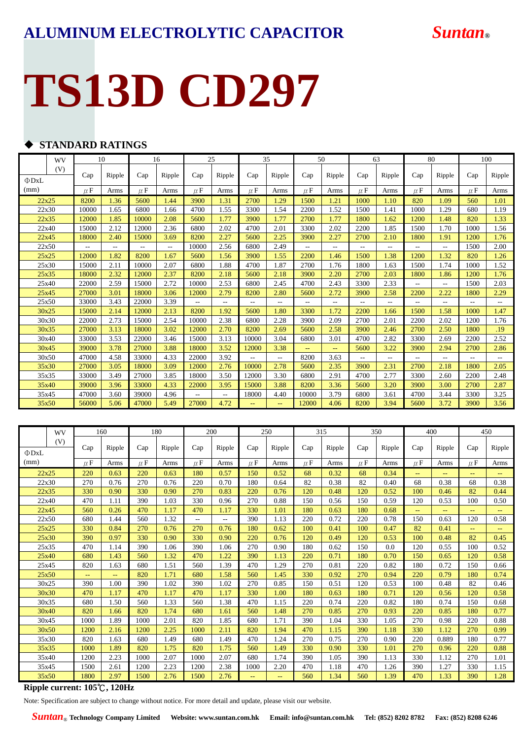# ALUMINUM ELECTROLYTIC CAPACITOR

**Suntan®**

# TS13D CD297

## ◆ STANDARD RATINGS

| WV (V) | 10 | | 16 | | 25 | | 35 | | 50 | | 63 | | 80 | | 100 | |
|---|---|---|---|---|---|---|---|---|---|---|---|---|---|---|---|---|
| ΦDxL | Cap | Ripple | Cap | Ripple | Cap | Ripple | Cap | Ripple | Cap | Ripple | Cap | Ripple | Cap | Ripple | Cap | Ripple |
| (mm) | μF | Arms | μF | Arms | μF | Arms | μF | Arms | μF | Arms | μF | Arms | μF | Arms | μF | Arms |
| 22x25 | 8200 | 1.36 | 5600 | 1.44 | 3900 | 1.31 | 2700 | 1.29 | 1500 | 1.21 | 1000 | 1.10 | 820 | 1.09 | 560 | 1.01 |
| 22x30 | 10000 | 1.65 | 6800 | 1.66 | 4700 | 1.55 | 3300 | 1.54 | 2200 | 1.52 | 1500 | 1.41 | 1000 | 1.29 | 680 | 1.19 |
| 22x35 | 12000 | 1.85 | 10000 | 2.08 | 5600 | 1.77 | 3900 | 1.77 | 2700 | 1.77 | 1800 | 1.62 | 1200 | 1.48 | 820 | 1.33 |
| 22x40 | 15000 | 2.12 | 12000 | 2.36 | 6800 | 2.02 | 4700 | 2.01 | 3300 | 2.02 | 2200 | 1.85 | 1500 | 1.70 | 1000 | 1.56 |
| 22x45 | 18000 | 2.40 | 15000 | 3.69 | 8200 | 2.27 | 5600 | 2.25 | 3900 | 2.27 | 2700 | 2.10 | 1800 | 1.91 | 1200 | 1.76 |
| 22x50 | -- | -- | -- | -- | 10000 | 2.56 | 6800 | 2.49 | -- | -- | -- | -- | -- | -- | 1500 | 2.00 |
| 25x25 | 12000 | 1.82 | 8200 | 1.67 | 5600 | 1.56 | 3900 | 1.55 | 2200 | 1.46 | 1500 | 1.38 | 1200 | 1.32 | 820 | 1.26 |
| 25x30 | 15000 | 2.11 | 10000 | 2.07 | 6800 | 1.88 | 4700 | 1.87 | 2700 | 1.76 | 1800 | 1.63 | 1500 | 1.74 | 1000 | 1.52 |
| 25x35 | 18000 | 2.32 | 12000 | 2.37 | 8200 | 2.18 | 5600 | 2.18 | 3900 | 2.20 | 2700 | 2.03 | 1800 | 1.86 | 1200 | 1.76 |
| 25x40 | 22000 | 2.59 | 15000 | 2.72 | 10000 | 2.53 | 6800 | 2.45 | 4700 | 2.43 | 3300 | 2.33 | -- | -- | 1500 | 2.03 |
| 25x45 | 27000 | 3.01 | 18000 | 3.06 | 12000 | 2.79 | 8200 | 2.80 | 5600 | 2.72 | 3900 | 2.58 | 2200 | 2.22 | 1800 | 2.29 |
| 25x50 | 33000 | 3.43 | 22000 | 3.39 | -- | -- | -- | -- | -- | -- | -- | -- | -- | -- | -- | -- |
| 30x25 | 15000 | 2.14 | 12000 | 2.13 | 8200 | 1.92 | 5600 | 1.80 | 3300 | 1.72 | 2200 | 1.66 | 1500 | 1.58 | 1000 | 1.47 |
| 30x30 | 22000 | 2.73 | 15000 | 2.54 | 10000 | 2.38 | 6800 | 2.28 | 3900 | 2.09 | 2700 | 2.01 | 2200 | 2.02 | 1200 | 1.76 |
| 30x35 | 27000 | 3.13 | 18000 | 3.02 | 12000 | 2.70 | 8200 | 2.69 | 5600 | 2.58 | 3900 | 2.46 | 2700 | 2.50 | 1800 | .19 |
| 30x40 | 33000 | 3.53 | 22000 | 3.46 | 15000 | 3.13 | 10000 | 3.04 | 6800 | 3.01 | 4700 | 2.82 | 3300 | 2.69 | 2200 | 2.52 |
| 30x45 | 39000 | 3.78 | 27000 | 3.88 | 18000 | 3.52 | 12000 | 3.38 | -- | -- | 5600 | 3.22 | 3900 | 2.94 | 2700 | 2.86 |
| 30x50 | 47000 | 4.58 | 33000 | 4.33 | 22000 | 3.92 | -- | -- | 8200 | 3.63 | -- | -- | -- | -- | -- | -- |
| 35x30 | 27000 | 3.05 | 18000 | 3.09 | 12000 | 2.76 | 10000 | 2.78 | 5600 | 2.35 | 3900 | 2.31 | 2700 | 2.18 | 1800 | 2.05 |
| 35x35 | 33000 | 3.49 | 27000 | 3.85 | 18000 | 3.50 | 12000 | 3.30 | 6800 | 2.91 | 4700 | 2.77 | 3300 | 2.60 | 2200 | 2.48 |
| 35x40 | 39000 | 3.96 | 33000 | 4.33 | 22000 | 3.95 | 15000 | 3.88 | 8200 | 3.36 | 5600 | 3.20 | 3900 | 3.00 | 2700 | 2.87 |
| 35x45 | 47000 | 3.60 | 39000 | 4.96 | -- | -- | 18000 | 4.40 | 10000 | 3.79 | 6800 | 3.61 | 4700 | 3.44 | 3300 | 3.25 |
| 35x50 | 56000 | 5.06 | 47000 | 5.49 | 27000 | 4.72 | -- | -- | 12000 | 4.06 | 8200 | 3.94 | 5600 | 3.72 | 3900 | 3.56 |

| WV (V) | 160 | | 180 | | 200 | | 250 | | 315 | | 350 | | 400 | | 450 | |
|---|---|---|---|---|---|---|---|---|---|---|---|---|---|---|---|---|
| ΦDxL | Cap | Ripple | Cap | Ripple | Cap | Ripple | Cap | Ripple | Cap | Ripple | Cap | Ripple | Cap | Ripple | Cap | Ripple |
| (mm) | μF | Arms | μF | Arms | μF | Arms | μF | Arms | μF | Arms | μF | Arms | μF | Arms | μF | Arms |
| 22x25 | 220 | 0.63 | 220 | 0.63 | 180 | 0.57 | 150 | 0.52 | 68 | 0.32 | 68 | 0.34 | -- | -- | -- | -- |
| 22x30 | 270 | 0.76 | 270 | 0.76 | 220 | 0.70 | 180 | 0.64 | 82 | 0.38 | 82 | 0.40 | 68 | 0.38 | 68 | 0.38 |
| 22x35 | 330 | 0.90 | 330 | 0.90 | 270 | 0.83 | 220 | 0.76 | 120 | 0.48 | 120 | 0.52 | 100 | 0.46 | 82 | 0.44 |
| 22x40 | 470 | 1.11 | 390 | 1.03 | 330 | 0.96 | 270 | 0.88 | 150 | 0.56 | 150 | 0.59 | 120 | 0.53 | 100 | 0.50 |
| 22x45 | 560 | 0.26 | 470 | 1.17 | 470 | 1.17 | 330 | 1.01 | 180 | 0.63 | 180 | 0.68 | -- | -- | -- | -- |
| 22x50 | 680 | 1.44 | 560 | 1.32 | -- | -- | 390 | 1.13 | 220 | 0.72 | 220 | 0.78 | 150 | 0.63 | 120 | 0.58 |
| 25x25 | 330 | 0.84 | 270 | 0.76 | 270 | 0.76 | 180 | 0.62 | 100 | 0.41 | 100 | 0.47 | 82 | 0.41 | -- | -- |
| 25x30 | 390 | 0.97 | 330 | 0.90 | 330 | 0.90 | 220 | 0.76 | 120 | 0.49 | 120 | 0.53 | 100 | 0.48 | 82 | 0.45 |
| 25x35 | 470 | 1.14 | 390 | 1.06 | 390 | 1.06 | 270 | 0.90 | 180 | 0.62 | 150 | 0.0 | 120 | 0.55 | 100 | 0.52 |
| 25x40 | 680 | 1.43 | 560 | 1.32 | 470 | 1.22 | 390 | 1.13 | 220 | 0.71 | 180 | 0.70 | 150 | 0.65 | 120 | 0.58 |
| 25x45 | 820 | 1.63 | 680 | 1.51 | 560 | 1.39 | 470 | 1.29 | 270 | 0.81 | 220 | 0.82 | 180 | 0.72 | 150 | 0.66 |
| 25x50 | -- | -- | 820 | 1.71 | 680 | 1.58 | 560 | 1.45 | 330 | 0.92 | 270 | 0.94 | 220 | 0.79 | 180 | 0.74 |
| 30x25 | 390 | 1.00 | 390 | 1.02 | 390 | 1.02 | 270 | 0.85 | 150 | 0.51 | 120 | 0.53 | 100 | 0.48 | 82 | 0.46 |
| 30x30 | 470 | 1.17 | 470 | 1.17 | 470 | 1.17 | 330 | 1.00 | 180 | 0.63 | 180 | 0.71 | 120 | 0.56 | 120 | 0.58 |
| 30x35 | 680 | 1.50 | 560 | 1.33 | 560 | 1.38 | 470 | 1.15 | 220 | 0.74 | 220 | 0.82 | 180 | 0.74 | 150 | 0.68 |
| 30x40 | 820 | 1.66 | 820 | 1.74 | 680 | 1.61 | 560 | 1.48 | 270 | 0.85 | 270 | 0.93 | 220 | 0.85 | 180 | 0.77 |
| 30x45 | 1000 | 1.89 | 1000 | 2.01 | 820 | 1.85 | 680 | 1.71 | 390 | 1.04 | 330 | 1.05 | 270 | 0.98 | 220 | 0.88 |
| 30x50 | 1200 | 2.16 | 1200 | 2.25 | 1000 | 2.11 | 820 | 1.94 | 470 | 1.15 | 390 | 1.18 | 330 | 1.12 | 270 | 0.99 |
| 35x30 | 820 | 1.63 | 680 | 1.49 | 680 | 1.49 | 470 | 1.24 | 270 | 0.75 | 270 | 0.90 | 220 | 0.889 | 180 | 0.77 |
| 35x35 | 1000 | 1.89 | 820 | 1.75 | 820 | 1.75 | 560 | 1.49 | 330 | 0.90 | 330 | 1.01 | 270 | 0.96 | 220 | 0.88 |
| 35x40 | 1200 | 2.23 | 1000 | 2.07 | 1000 | 2.07 | 680 | 1.74 | 390 | 1.05 | 390 | 1.13 | 330 | 1.12 | 270 | 1.01 |
| 35x45 | 1500 | 2.61 | 1200 | 2.23 | 1200 | 2.38 | 1000 | 2.20 | 470 | 1.18 | 470 | 1.26 | 390 | 1.27 | 330 | 1.15 |
| 35x50 | 1800 | 2.97 | 1500 | 2.76 | 1500 | 2.76 | -- | -- | 560 | 1.34 | 560 | 1.39 | 470 | 1.33 | 390 | 1.28 |

**Ripple current: 105℃, 120Hz**

Note: Specification are subject to change without notice. For more detail and update, please visit our website.

**Suntan® Technology Company Limited    Website: www.suntan.com.hk    Email: info@suntan.com.hk    Tel: (852) 8202 8782    Fax: (852) 8208 6246**